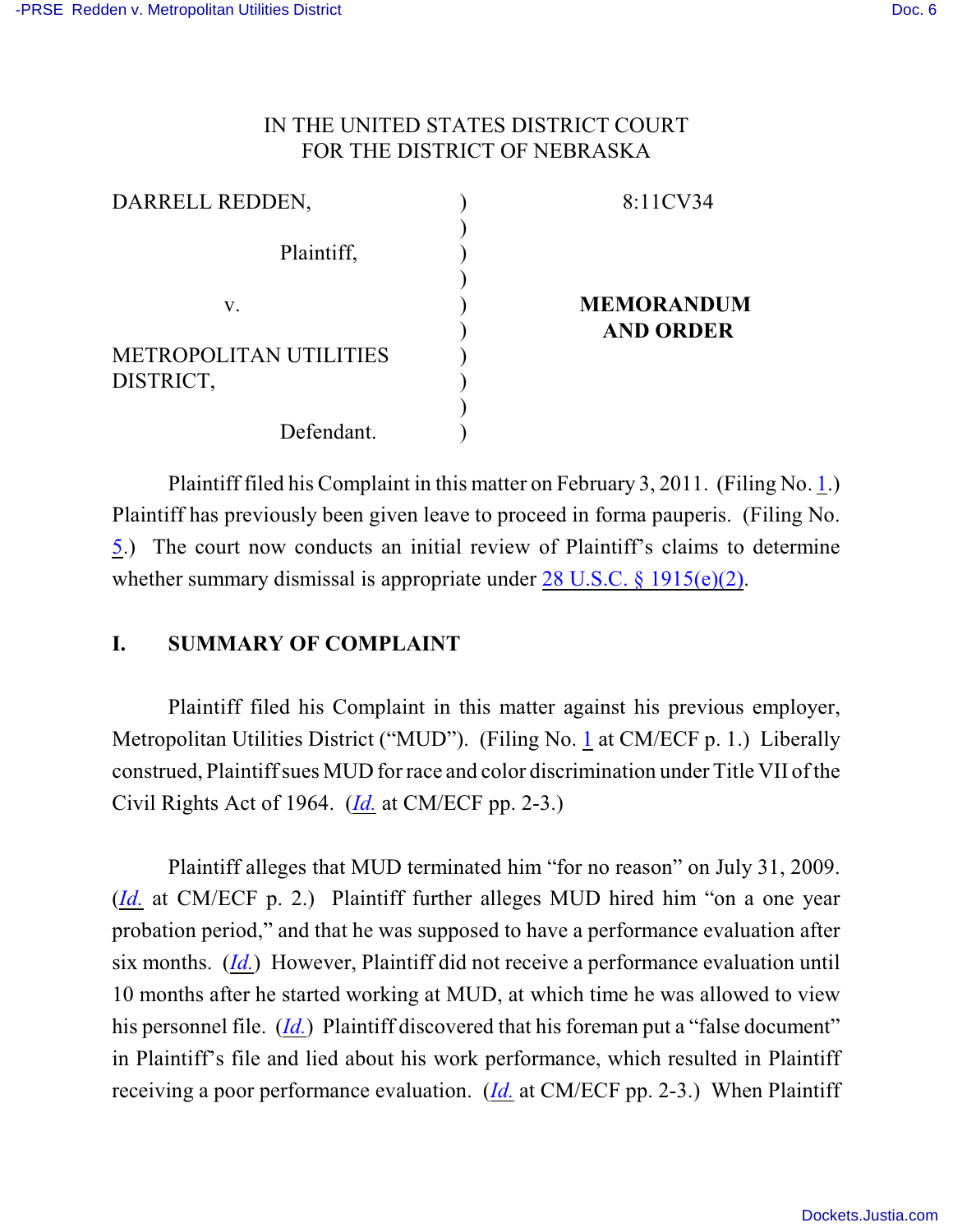IN THE UNITED STATES DISTRICT COURT
FOR THE DISTRICT OF NEBRASKA

| | | |
|---|---|---|
| DARRELL REDDEN, Plaintiff, | ) | 8:11CV34 |
| v. | ) | **MEMORANDUM AND ORDER** |
| METROPOLITAN UTILITIES DISTRICT, Defendant. | ) | |

Plaintiff filed his Complaint in this matter on February 3, 2011. (Filing No. 1.) Plaintiff has previously been given leave to proceed in forma pauperis. (Filing No. 5.) The court now conducts an initial review of Plaintiff's claims to determine whether summary dismissal is appropriate under 28 U.S.C. § 1915(e)(2).

## I. SUMMARY OF COMPLAINT

Plaintiff filed his Complaint in this matter against his previous employer, Metropolitan Utilities District ("MUD"). (Filing No. 1 at CM/ECF p. 1.) Liberally construed, Plaintiff sues MUD for race and color discrimination under Title VII of the Civil Rights Act of 1964. (*Id.* at CM/ECF pp. 2-3.)

Plaintiff alleges that MUD terminated him "for no reason" on July 31, 2009. (*Id.* at CM/ECF p. 2.) Plaintiff further alleges MUD hired him "on a one year probation period," and that he was supposed to have a performance evaluation after six months. (*Id.*) However, Plaintiff did not receive a performance evaluation until 10 months after he started working at MUD, at which time he was allowed to view his personnel file. (*Id.*) Plaintiff discovered that his foreman put a "false document" in Plaintiff's file and lied about his work performance, which resulted in Plaintiff receiving a poor performance evaluation. (*Id.* at CM/ECF pp. 2-3.) When Plaintiff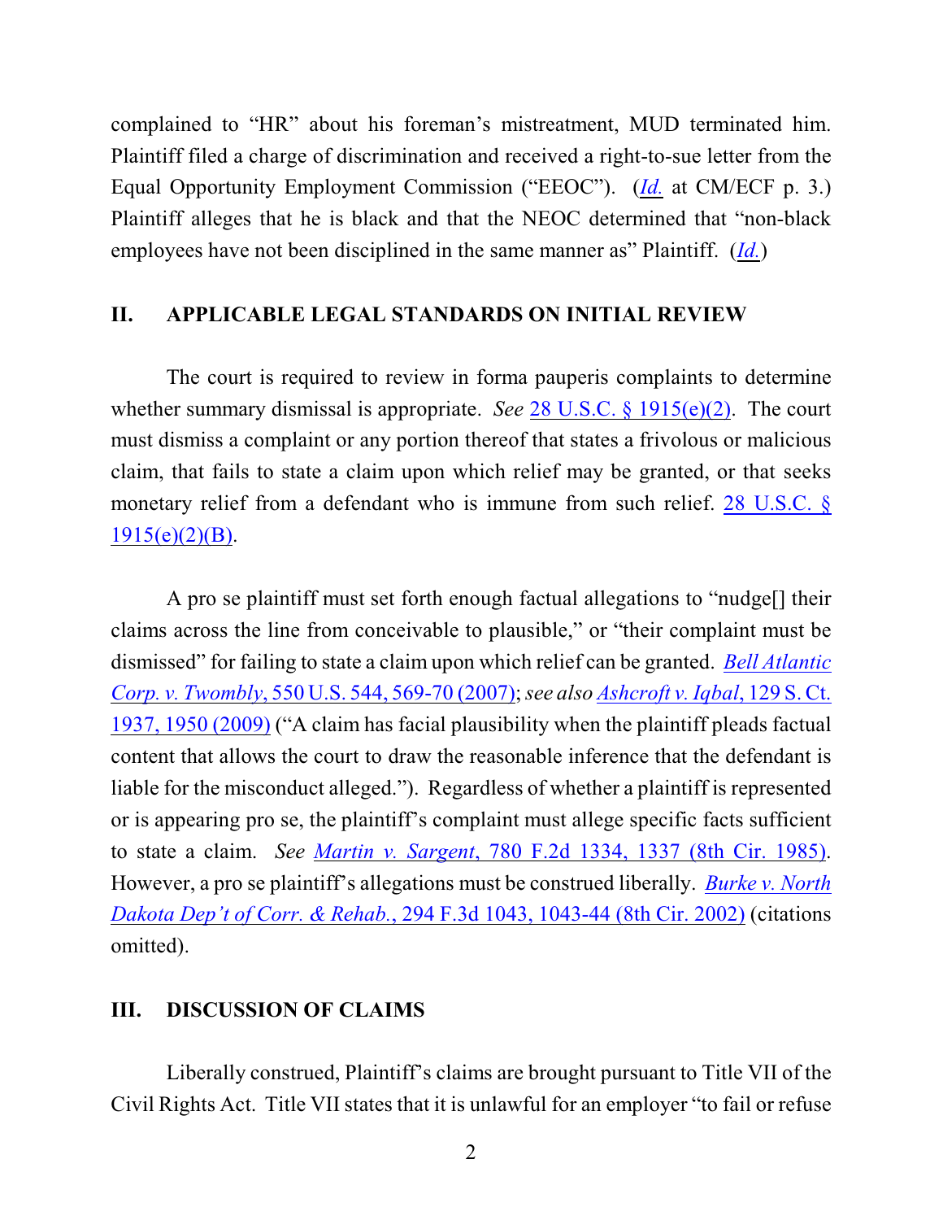complained to "HR" about his foreman's mistreatment, MUD terminated him. Plaintiff filed a charge of discrimination and received a right-to-sue letter from the Equal Opportunity Employment Commission ("EEOC"). (*Id.* at CM/ECF p. 3.) Plaintiff alleges that he is black and that the NEOC determined that "non-black employees have not been disciplined in the same manner as" Plaintiff. (*Id.*)

## II. APPLICABLE LEGAL STANDARDS ON INITIAL REVIEW

The court is required to review in forma pauperis complaints to determine whether summary dismissal is appropriate. *See* 28 U.S.C. § 1915(e)(2). The court must dismiss a complaint or any portion thereof that states a frivolous or malicious claim, that fails to state a claim upon which relief may be granted, or that seeks monetary relief from a defendant who is immune from such relief. 28 U.S.C. § 1915(e)(2)(B).

A pro se plaintiff must set forth enough factual allegations to "nudge[] their claims across the line from conceivable to plausible," or "their complaint must be dismissed" for failing to state a claim upon which relief can be granted. *Bell Atlantic Corp. v. Twombly*, 550 U.S. 544, 569-70 (2007); *see also Ashcroft v. Iqbal*, 129 S. Ct. 1937, 1950 (2009) ("A claim has facial plausibility when the plaintiff pleads factual content that allows the court to draw the reasonable inference that the defendant is liable for the misconduct alleged."). Regardless of whether a plaintiff is represented or is appearing pro se, the plaintiff's complaint must allege specific facts sufficient to state a claim. *See Martin v. Sargent*, 780 F.2d 1334, 1337 (8th Cir. 1985). However, a pro se plaintiff's allegations must be construed liberally. *Burke v. North Dakota Dep't of Corr. & Rehab.*, 294 F.3d 1043, 1043-44 (8th Cir. 2002) (citations omitted).

## III. DISCUSSION OF CLAIMS

Liberally construed, Plaintiff's claims are brought pursuant to Title VII of the Civil Rights Act. Title VII states that it is unlawful for an employer "to fail or refuse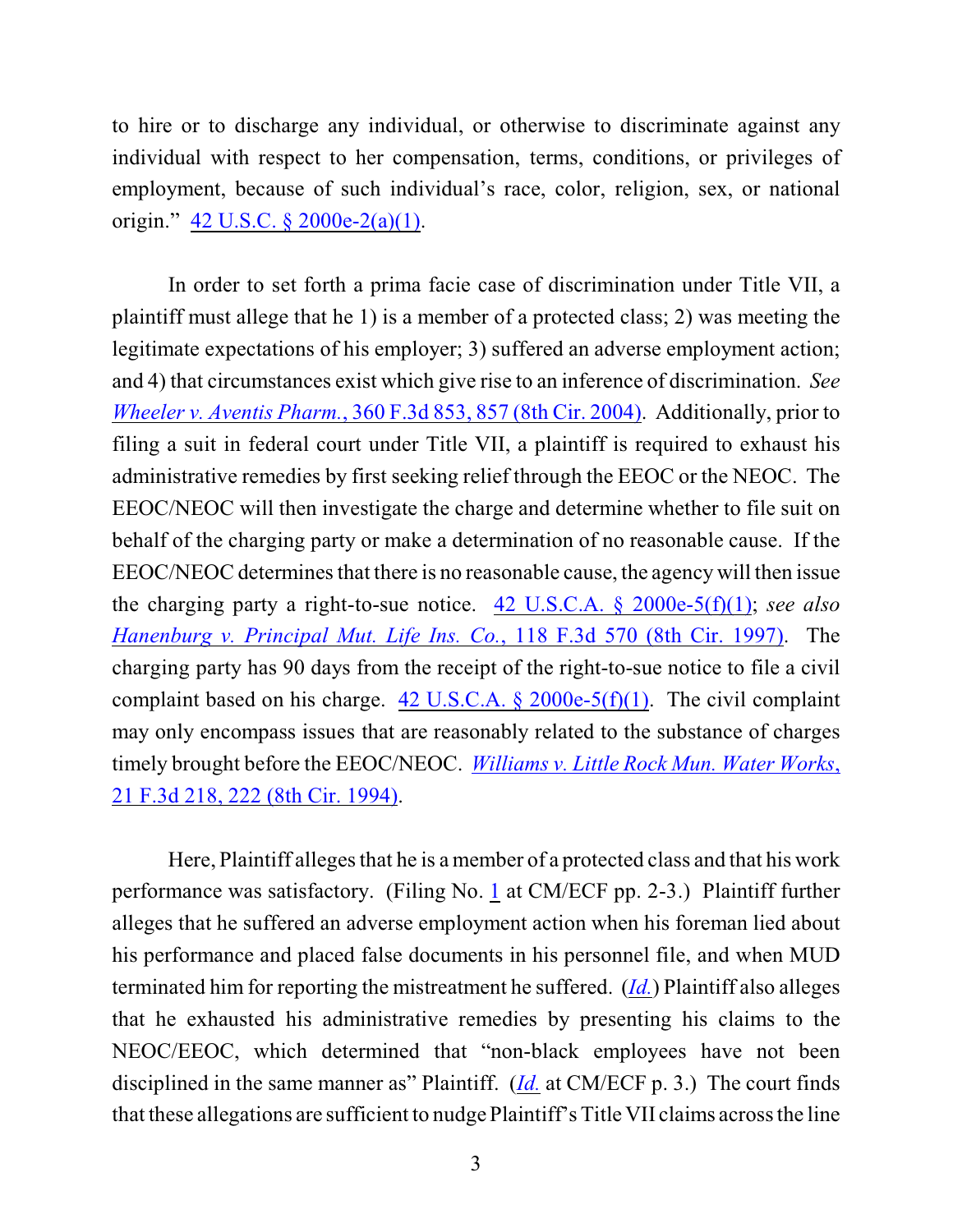to hire or to discharge any individual, or otherwise to discriminate against any individual with respect to her compensation, terms, conditions, or privileges of employment, because of such individual's race, color, religion, sex, or national origin." 42 U.S.C. § 2000e-2(a)(1).

In order to set forth a prima facie case of discrimination under Title VII, a plaintiff must allege that he 1) is a member of a protected class; 2) was meeting the legitimate expectations of his employer; 3) suffered an adverse employment action; and 4) that circumstances exist which give rise to an inference of discrimination. *See Wheeler v. Aventis Pharm.*, 360 F.3d 853, 857 (8th Cir. 2004). Additionally, prior to filing a suit in federal court under Title VII, a plaintiff is required to exhaust his administrative remedies by first seeking relief through the EEOC or the NEOC. The EEOC/NEOC will then investigate the charge and determine whether to file suit on behalf of the charging party or make a determination of no reasonable cause. If the EEOC/NEOC determines that there is no reasonable cause, the agency will then issue the charging party a right-to-sue notice. 42 U.S.C.A. § 2000e-5(f)(1); *see also Hanenburg v. Principal Mut. Life Ins. Co.*, 118 F.3d 570 (8th Cir. 1997). The charging party has 90 days from the receipt of the right-to-sue notice to file a civil complaint based on his charge. 42 U.S.C.A. § 2000e-5(f)(1). The civil complaint may only encompass issues that are reasonably related to the substance of charges timely brought before the EEOC/NEOC. *Williams v. Little Rock Mun. Water Works*, 21 F.3d 218, 222 (8th Cir. 1994).

Here, Plaintiff alleges that he is a member of a protected class and that his work performance was satisfactory. (Filing No. 1 at CM/ECF pp. 2-3.) Plaintiff further alleges that he suffered an adverse employment action when his foreman lied about his performance and placed false documents in his personnel file, and when MUD terminated him for reporting the mistreatment he suffered. (*Id.*) Plaintiff also alleges that he exhausted his administrative remedies by presenting his claims to the NEOC/EEOC, which determined that "non-black employees have not been disciplined in the same manner as" Plaintiff. (*Id.* at CM/ECF p. 3.) The court finds that these allegations are sufficient to nudge Plaintiff's Title VII claims across the line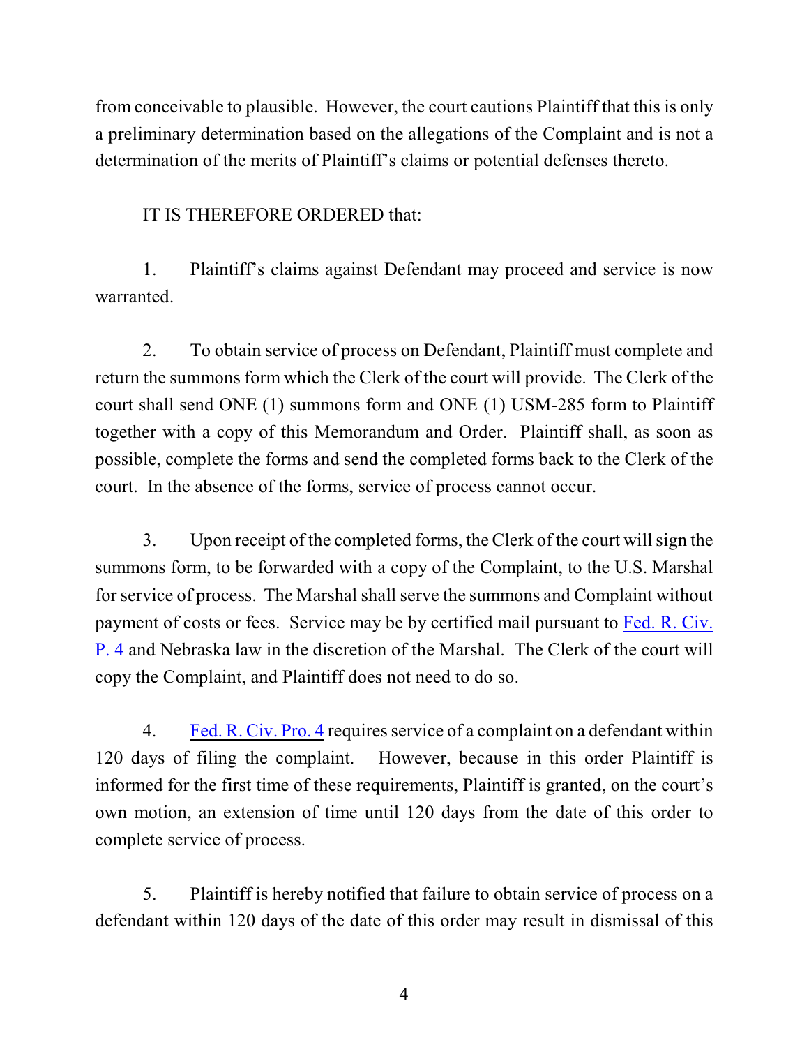from conceivable to plausible. However, the court cautions Plaintiff that this is only a preliminary determination based on the allegations of the Complaint and is not a determination of the merits of Plaintiff's claims or potential defenses thereto.

IT IS THEREFORE ORDERED that:

1. Plaintiff's claims against Defendant may proceed and service is now warranted.

2. To obtain service of process on Defendant, Plaintiff must complete and return the summons form which the Clerk of the court will provide. The Clerk of the court shall send ONE (1) summons form and ONE (1) USM-285 form to Plaintiff together with a copy of this Memorandum and Order. Plaintiff shall, as soon as possible, complete the forms and send the completed forms back to the Clerk of the court. In the absence of the forms, service of process cannot occur.

3. Upon receipt of the completed forms, the Clerk of the court will sign the summons form, to be forwarded with a copy of the Complaint, to the U.S. Marshal for service of process. The Marshal shall serve the summons and Complaint without payment of costs or fees. Service may be by certified mail pursuant to Fed. R. Civ. P. 4 and Nebraska law in the discretion of the Marshal. The Clerk of the court will copy the Complaint, and Plaintiff does not need to do so.

4. Fed. R. Civ. Pro. 4 requires service of a complaint on a defendant within 120 days of filing the complaint. However, because in this order Plaintiff is informed for the first time of these requirements, Plaintiff is granted, on the court's own motion, an extension of time until 120 days from the date of this order to complete service of process.

5. Plaintiff is hereby notified that failure to obtain service of process on a defendant within 120 days of the date of this order may result in dismissal of this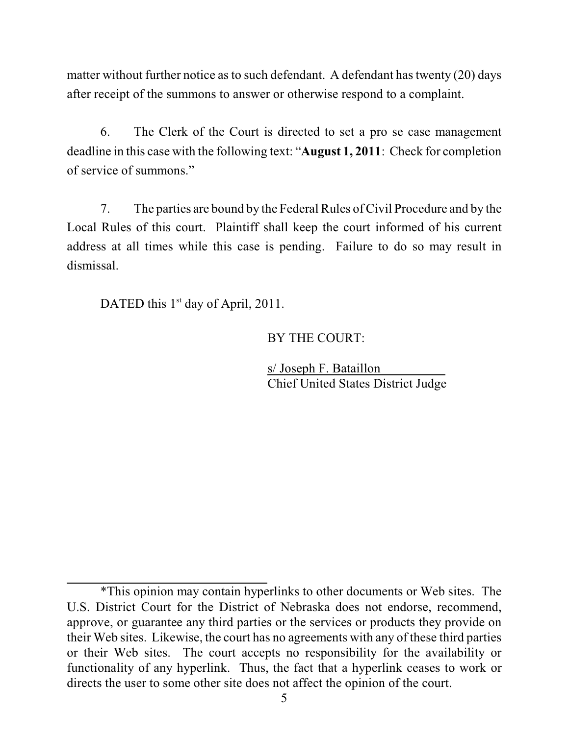matter without further notice as to such defendant. A defendant has twenty (20) days after receipt of the summons to answer or otherwise respond to a complaint.

6. The Clerk of the Court is directed to set a pro se case management deadline in this case with the following text: "**August 1, 2011**: Check for completion of service of summons."

7. The parties are bound by the Federal Rules of Civil Procedure and by the Local Rules of this court. Plaintiff shall keep the court informed of his current address at all times while this case is pending. Failure to do so may result in dismissal.

DATED this 1st day of April, 2011.

BY THE COURT:

s/ Joseph F. Bataillon
Chief United States District Judge

---

*This opinion may contain hyperlinks to other documents or Web sites. The U.S. District Court for the District of Nebraska does not endorse, recommend, approve, or guarantee any third parties or the services or products they provide on their Web sites. Likewise, the court has no agreements with any of these third parties or their Web sites. The court accepts no responsibility for the availability or functionality of any hyperlink. Thus, the fact that a hyperlink ceases to work or directs the user to some other site does not affect the opinion of the court.